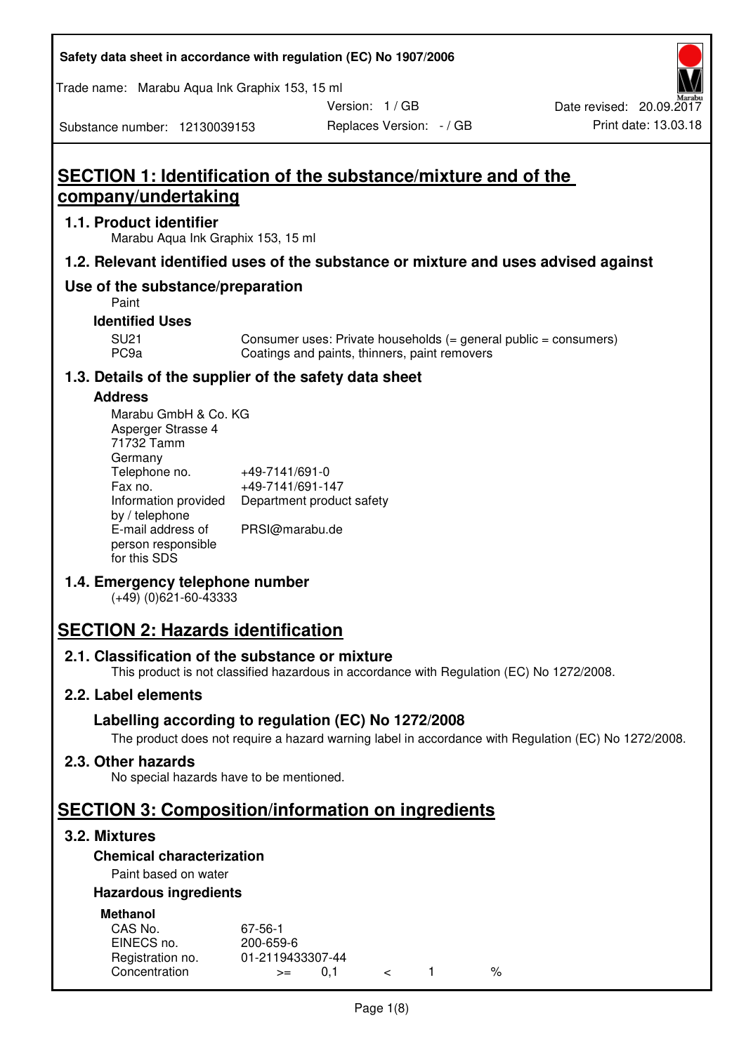# SECTION 1: Identification of the substance/mixture and of the company/undertaking

## 1.1. Product identifier

Marabu Aqua Ink Graphix 153, 15 ml

## 1.2. Relevant identified uses of the substance or mixture and uses advised against

## Use of the substance/preparation

Paint

### Identified Uses

| | |
|---|---|
| SU21 | Consumer uses: Private households (= general public = consumers) |
| PC9a | Coatings and paints, thinners, paint removers |

## 1.3. Details of the supplier of the safety data sheet

### Address

Marabu GmbH & Co. KG
Asperger Strasse 4
71732 Tamm
Germany

| | |
|---|---|
| Telephone no. | +49-7141/691-0 |
| Fax no. | +49-7141/691-147 |
| Information provided by / telephone | Department product safety |
| E-mail address of person responsible for this SDS | PRSI@marabu.de |

## 1.4. Emergency telephone number

(+49) (0)621-60-43333

# SECTION 2: Hazards identification

## 2.1. Classification of the substance or mixture

This product is not classified hazardous in accordance with Regulation (EC) No 1272/2008.

## 2.2. Label elements

### Labelling according to regulation (EC) No 1272/2008

The product does not require a hazard warning label in accordance with Regulation (EC) No 1272/2008.

## 2.3. Other hazards

No special hazards have to be mentioned.

# SECTION 3: Composition/information on ingredients

## 3.2. Mixtures

### Chemical characterization

Paint based on water

### Hazardous ingredients

**Methanol**

| | |
|---|---|
| CAS No. | 67-56-1 |
| EINECS no. | 200-659-6 |
| Registration no. | 01-2119433307-44 |
| Concentration | >= 0,1 < 1 % |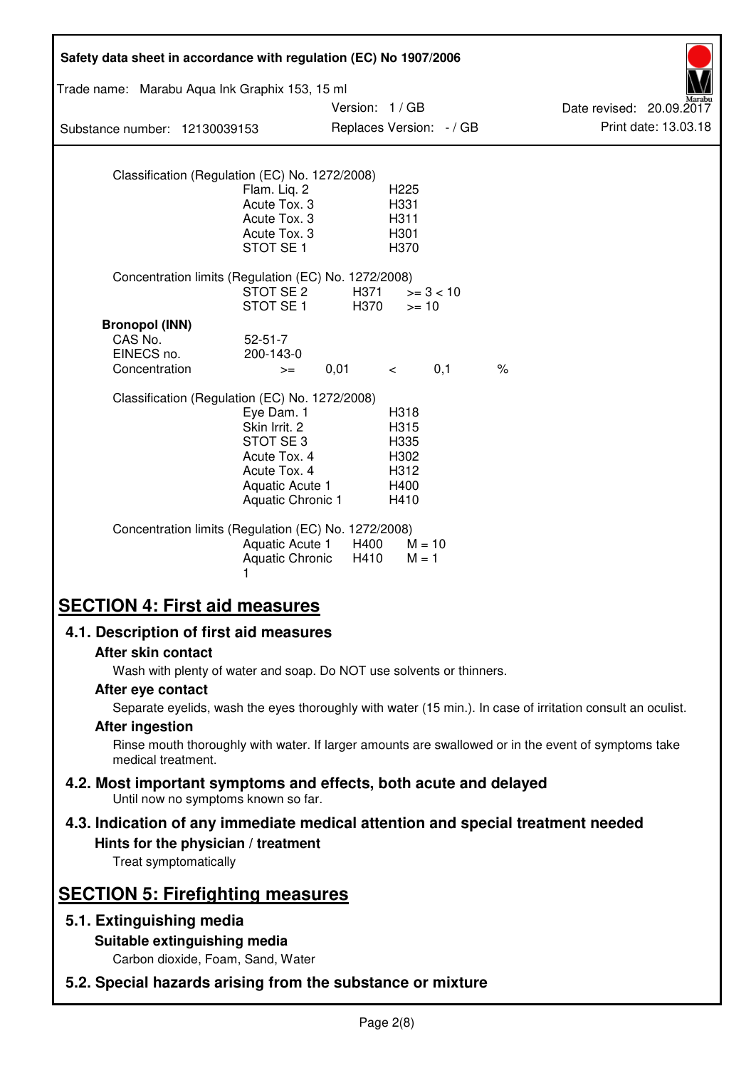Classification (Regulation (EC) No. 1272/2008)

| | |
|---|---|
| Flam. Liq. 2 | H225 |
| Acute Tox. 3 | H331 |
| Acute Tox. 3 | H311 |
| Acute Tox. 3 | H301 |
| STOT SE 1 | H370 |

Concentration limits (Regulation (EC) No. 1272/2008)

| | | |
|---|---|---|
| STOT SE 2 | H371 | >= 3 < 10 |
| STOT SE 1 | H370 | >= 10 |

**Bronopol (INN)**

| | | | | | |
|---|---|---|---|---|---|
| CAS No. | 52-51-7 | | | | |
| EINECS no. | 200-143-0 | | | | |
| Concentration | >= | 0,01 | < | 0,1 | % |

Classification (Regulation (EC) No. 1272/2008)

| | |
|---|---|
| Eye Dam. 1 | H318 |
| Skin Irrit. 2 | H315 |
| STOT SE 3 | H335 |
| Acute Tox. 4 | H302 |
| Acute Tox. 4 | H312 |
| Aquatic Acute 1 | H400 |
| Aquatic Chronic 1 | H410 |

Concentration limits (Regulation (EC) No. 1272/2008)

| | | |
|---|---|---|
| Aquatic Acute 1 | H400 | M = 10 |
| Aquatic Chronic 1 | H410 | M = 1 |

# SECTION 4: First aid measures

## 4.1. Description of first aid measures

### After skin contact

Wash with plenty of water and soap. Do NOT use solvents or thinners.

### After eye contact

Separate eyelids, wash the eyes thoroughly with water (15 min.). In case of irritation consult an oculist.

### After ingestion

Rinse mouth thoroughly with water. If larger amounts are swallowed or in the event of symptoms take medical treatment.

## 4.2. Most important symptoms and effects, both acute and delayed

Until now no symptoms known so far.

## 4.3. Indication of any immediate medical attention and special treatment needed

### Hints for the physician / treatment

Treat symptomatically

# SECTION 5: Firefighting measures

## 5.1. Extinguishing media

### Suitable extinguishing media

Carbon dioxide, Foam, Sand, Water

## 5.2. Special hazards arising from the substance or mixture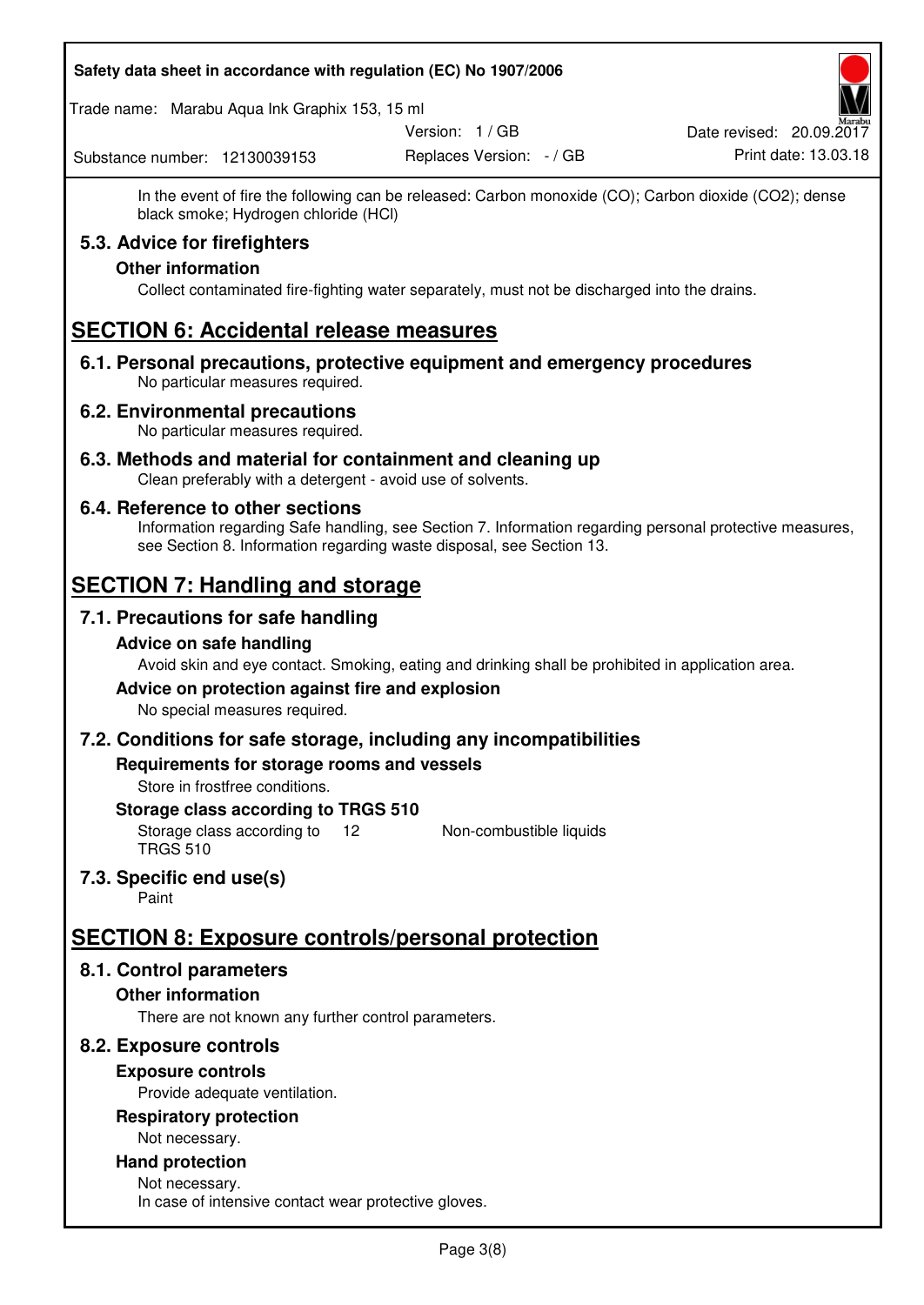In the event of fire the following can be released: Carbon monoxide (CO); Carbon dioxide ($CO_2$); dense black smoke; Hydrogen chloride (HCl)

### 5.3. Advice for firefighters

#### Other information

Collect contaminated fire-fighting water separately, must not be discharged into the drains.

## SECTION 6: Accidental release measures

### 6.1. Personal precautions, protective equipment and emergency procedures

No particular measures required.

### 6.2. Environmental precautions

No particular measures required.

### 6.3. Methods and material for containment and cleaning up

Clean preferably with a detergent - avoid use of solvents.

### 6.4. Reference to other sections

Information regarding Safe handling, see Section 7. Information regarding personal protective measures, see Section 8. Information regarding waste disposal, see Section 13.

## SECTION 7: Handling and storage

### 7.1. Precautions for safe handling

#### Advice on safe handling

Avoid skin and eye contact. Smoking, eating and drinking shall be prohibited in application area.

#### Advice on protection against fire and explosion

No special measures required.

### 7.2. Conditions for safe storage, including any incompatibilities

#### Requirements for storage rooms and vessels

Store in frostfree conditions.

#### Storage class according to TRGS 510

| Storage class according to TRGS 510 | 12 | Non-combustible liquids |
|---|---|---|

### 7.3. Specific end use(s)

Paint

## SECTION 8: Exposure controls/personal protection

### 8.1. Control parameters

#### Other information

There are not known any further control parameters.

### 8.2. Exposure controls

#### Exposure controls

Provide adequate ventilation.

#### Respiratory protection

Not necessary.

#### Hand protection

Not necessary.
In case of intensive contact wear protective gloves.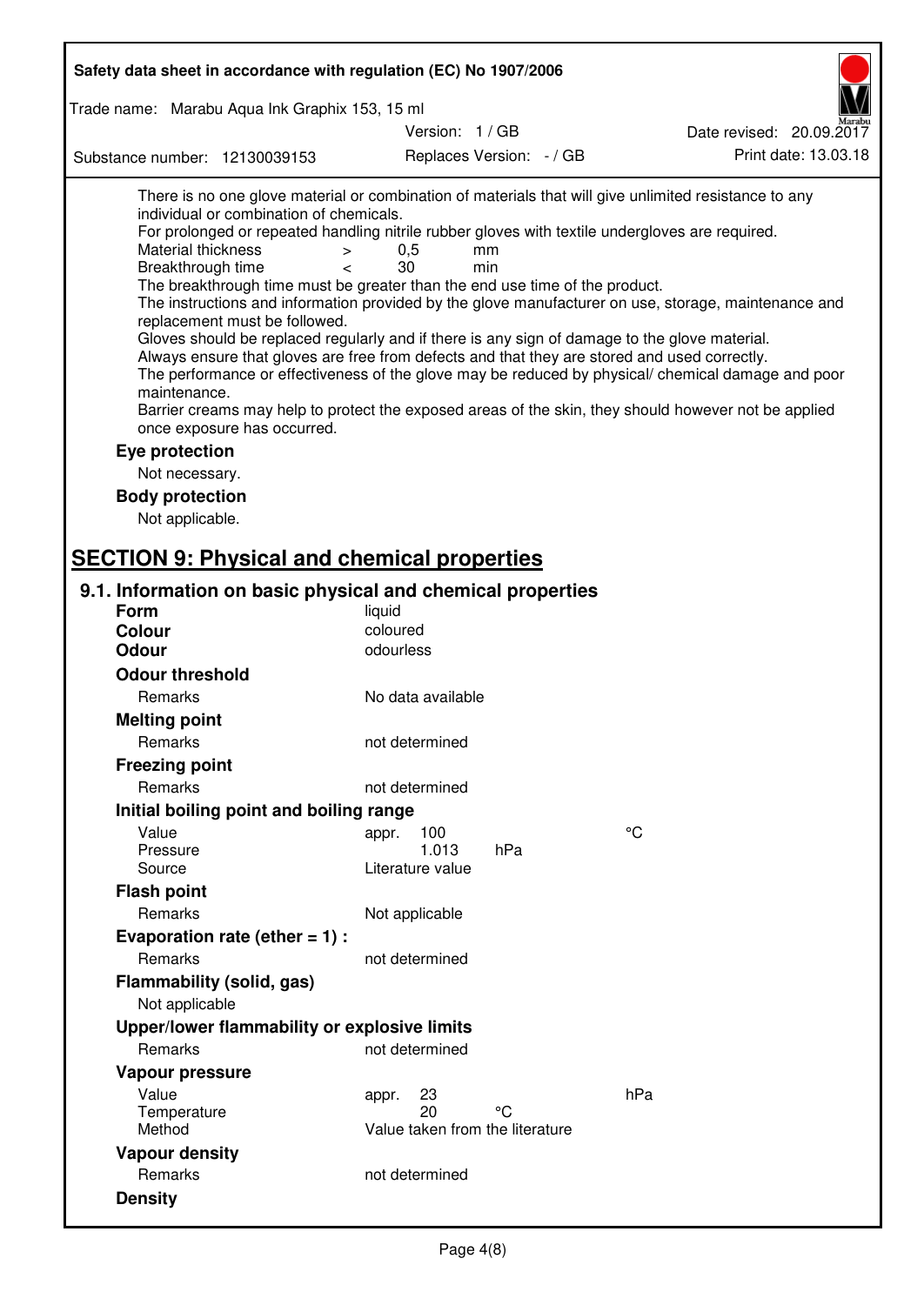There is no one glove material or combination of materials that will give unlimited resistance to any individual or combination of chemicals.

For prolonged or repeated handling nitrile rubber gloves with textile undergloves are required.

| | | | |
|---|---|---|---|
| Material thickness | > | 0,5 | mm |
| Breakthrough time | < | 30 | min |

The breakthrough time must be greater than the end use time of the product.

The instructions and information provided by the glove manufacturer on use, storage, maintenance and replacement must be followed.

Gloves should be replaced regularly and if there is any sign of damage to the glove material.

Always ensure that gloves are free from defects and that they are stored and used correctly.

The performance or effectiveness of the glove may be reduced by physical/ chemical damage and poor maintenance.

Barrier creams may help to protect the exposed areas of the skin, they should however not be applied once exposure has occurred.

**Eye protection**

Not necessary.

**Body protection**

Not applicable.

# SECTION 9: Physical and chemical properties

## 9.1. Information on basic physical and chemical properties

**Form** liquid

**Colour** coloured

**Odour** odourless

**Odour threshold**

| | |
|---|---|
| Remarks | No data available |

**Melting point**

| | |
|---|---|
| Remarks | not determined |

**Freezing point**

| | |
|---|---|
| Remarks | not determined |

**Initial boiling point and boiling range**

| | | |
|---|---|---|
| Value | appr. 100 | °C |
| Pressure | 1.013 hPa | |
| Source | Literature value | |

**Flash point**

| | |
|---|---|
| Remarks | Not applicable |

**Evaporation rate (ether = 1) :**

| | |
|---|---|
| Remarks | not determined |

**Flammability (solid, gas)**

Not applicable

**Upper/lower flammability or explosive limits**

| | |
|---|---|
| Remarks | not determined |

**Vapour pressure**

| | | |
|---|---|---|
| Value | appr. 23 | hPa |
| Temperature | 20 °C | |
| Method | Value taken from the literature | |

**Vapour density**

| | |
|---|---|
| Remarks | not determined |

**Density**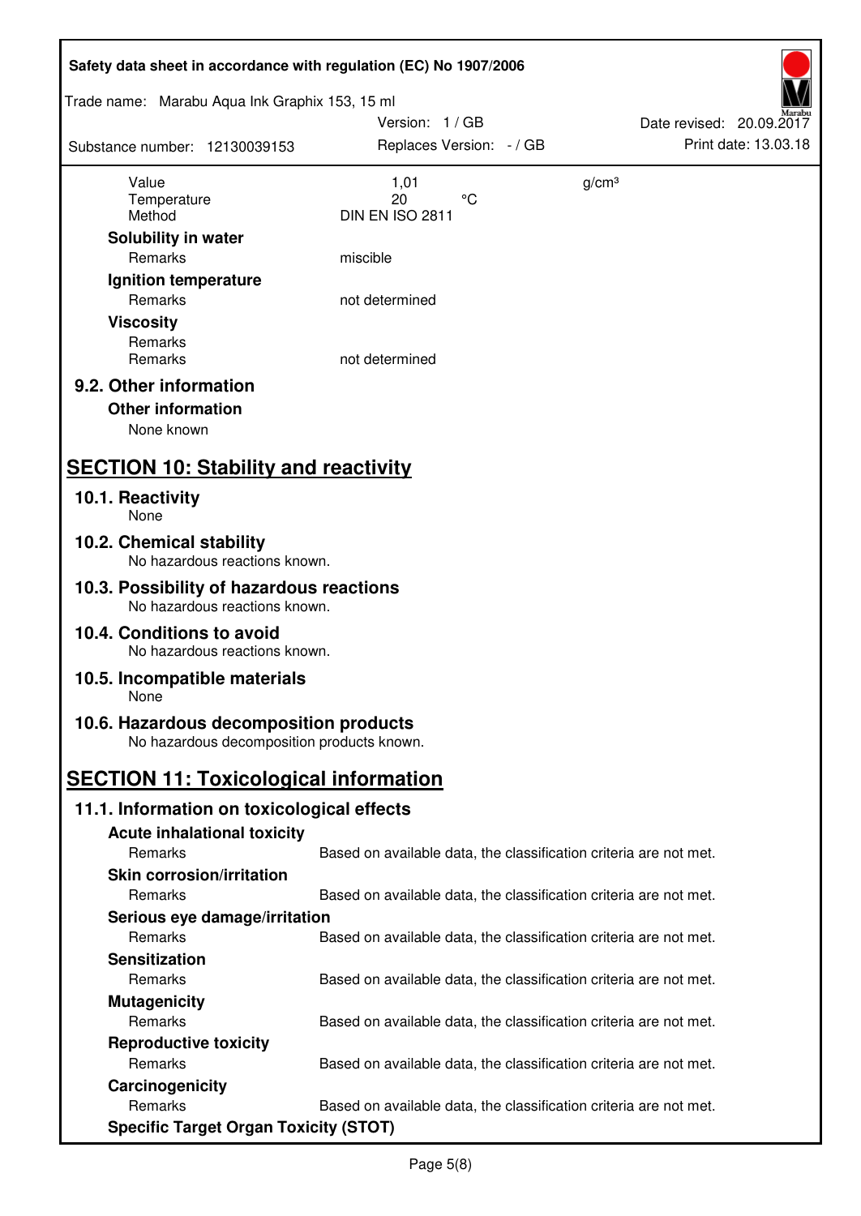| | | |
|---|---|---|
| Value | 1,01 | g/cm³ |
| Temperature | 20 °C | |
| Method | DIN EN ISO 2811 | |

**Solubility in water**

| | |
|---|---|
| Remarks | miscible |

**Ignition temperature**

| | |
|---|---|
| Remarks | not determined |

**Viscosity**

| | |
|---|---|
| Remarks | |
| Remarks | not determined |

### 9.2. Other information

**Other information**

None known

## SECTION 10: Stability and reactivity

### 10.1. Reactivity

None

### 10.2. Chemical stability

No hazardous reactions known.

### 10.3. Possibility of hazardous reactions

No hazardous reactions known.

### 10.4. Conditions to avoid

No hazardous reactions known.

### 10.5. Incompatible materials

None

### 10.6. Hazardous decomposition products

No hazardous decomposition products known.

## SECTION 11: Toxicological information

### 11.1. Information on toxicological effects

**Acute inhalational toxicity**

| | |
|---|---|
| Remarks | Based on available data, the classification criteria are not met. |

**Skin corrosion/irritation**

| | |
|---|---|
| Remarks | Based on available data, the classification criteria are not met. |

**Serious eye damage/irritation**

| | |
|---|---|
| Remarks | Based on available data, the classification criteria are not met. |

**Sensitization**

| | |
|---|---|
| Remarks | Based on available data, the classification criteria are not met. |

**Mutagenicity**

| | |
|---|---|
| Remarks | Based on available data, the classification criteria are not met. |

**Reproductive toxicity**

| | |
|---|---|
| Remarks | Based on available data, the classification criteria are not met. |

**Carcinogenicity**

| | |
|---|---|
| Remarks | Based on available data, the classification criteria are not met. |

**Specific Target Organ Toxicity (STOT)**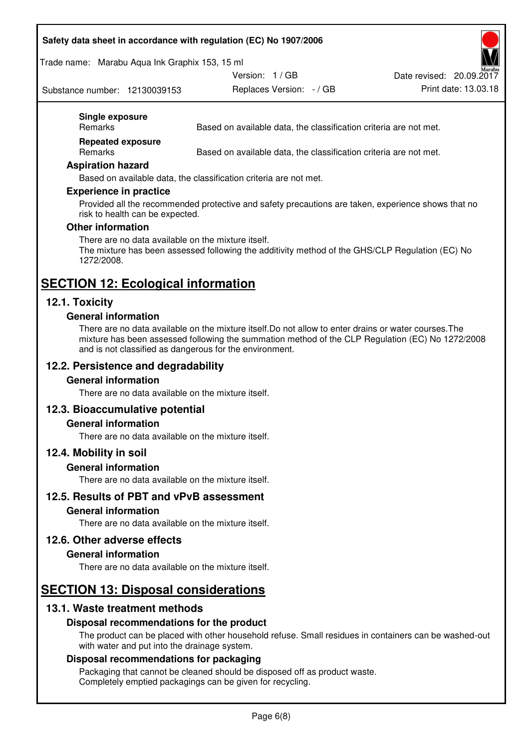#### Single exposure

Remarks: Based on available data, the classification criteria are not met.

#### Repeated exposure

Remarks: Based on available data, the classification criteria are not met.

### Aspiration hazard

Based on available data, the classification criteria are not met.

### Experience in practice

Provided all the recommended protective and safety precautions are taken, experience shows that no risk to health can be expected.

### Other information

There are no data available on the mixture itself.
The mixture has been assessed following the additivity method of the GHS/CLP Regulation (EC) No 1272/2008.

# SECTION 12: Ecological information

## 12.1. Toxicity

### General information

There are no data available on the mixture itself.Do not allow to enter drains or water courses.The mixture has been assessed following the summation method of the CLP Regulation (EC) No 1272/2008 and is not classified as dangerous for the environment.

## 12.2. Persistence and degradability

### General information

There are no data available on the mixture itself.

## 12.3. Bioaccumulative potential

### General information

There are no data available on the mixture itself.

## 12.4. Mobility in soil

### General information

There are no data available on the mixture itself.

## 12.5. Results of PBT and vPvB assessment

### General information

There are no data available on the mixture itself.

## 12.6. Other adverse effects

### General information

There are no data available on the mixture itself.

# SECTION 13: Disposal considerations

## 13.1. Waste treatment methods

### Disposal recommendations for the product

The product can be placed with other household refuse. Small residues in containers can be washed-out with water and put into the drainage system.

### Disposal recommendations for packaging

Packaging that cannot be cleaned should be disposed off as product waste.
Completely emptied packagings can be given for recycling.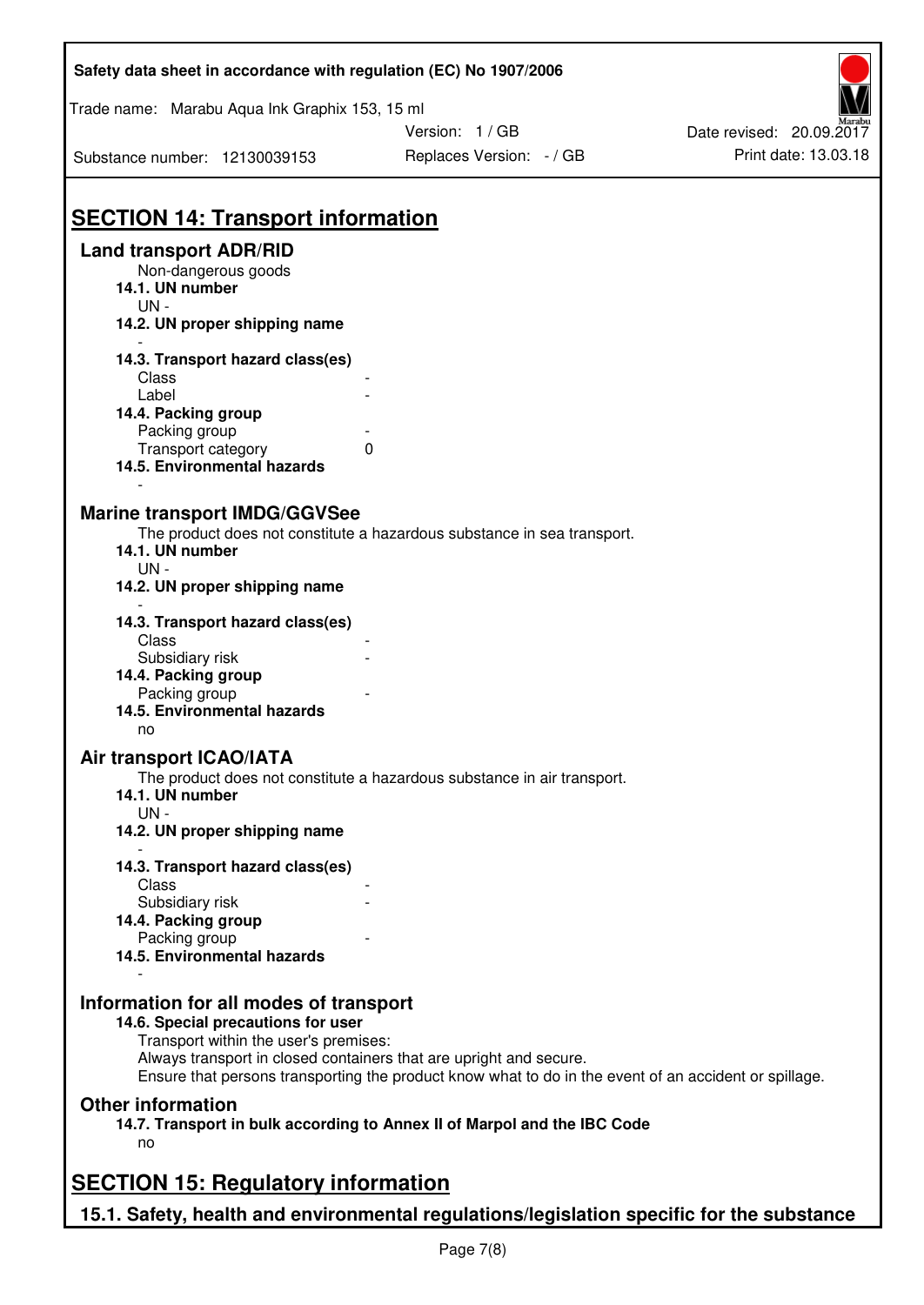# SECTION 14: Transport information

## Land transport ADR/RID

Non-dangerous goods

**14.1. UN number**

UN -

**14.2. UN proper shipping name**

-

**14.3. Transport hazard class(es)**

| | |
|---|---|
| Class | - |
| Label | - |

**14.4. Packing group**

| | |
|---|---|
| Packing group | - |
| Transport category | 0 |

**14.5. Environmental hazards**

-

## Marine transport IMDG/GGVSee

The product does not constitute a hazardous substance in sea transport.

**14.1. UN number**

UN -

**14.2. UN proper shipping name**

-

**14.3. Transport hazard class(es)**

| | |
|---|---|
| Class | - |
| Subsidiary risk | - |

**14.4. Packing group**

| | |
|---|---|
| Packing group | - |

**14.5. Environmental hazards**

no

## Air transport ICAO/IATA

The product does not constitute a hazardous substance in air transport.

**14.1. UN number**

UN -

**14.2. UN proper shipping name**

-

**14.3. Transport hazard class(es)**

| | |
|---|---|
| Class | - |
| Subsidiary risk | - |

**14.4. Packing group**

| | |
|---|---|
| Packing group | - |

**14.5. Environmental hazards**

-

## Information for all modes of transport

**14.6. Special precautions for user**

Transport within the user's premises:
Always transport in closed containers that are upright and secure.
Ensure that persons transporting the product know what to do in the event of an accident or spillage.

## Other information

**14.7. Transport in bulk according to Annex II of Marpol and the IBC Code**

no

# SECTION 15: Regulatory information

## 15.1. Safety, health and environmental regulations/legislation specific for the substance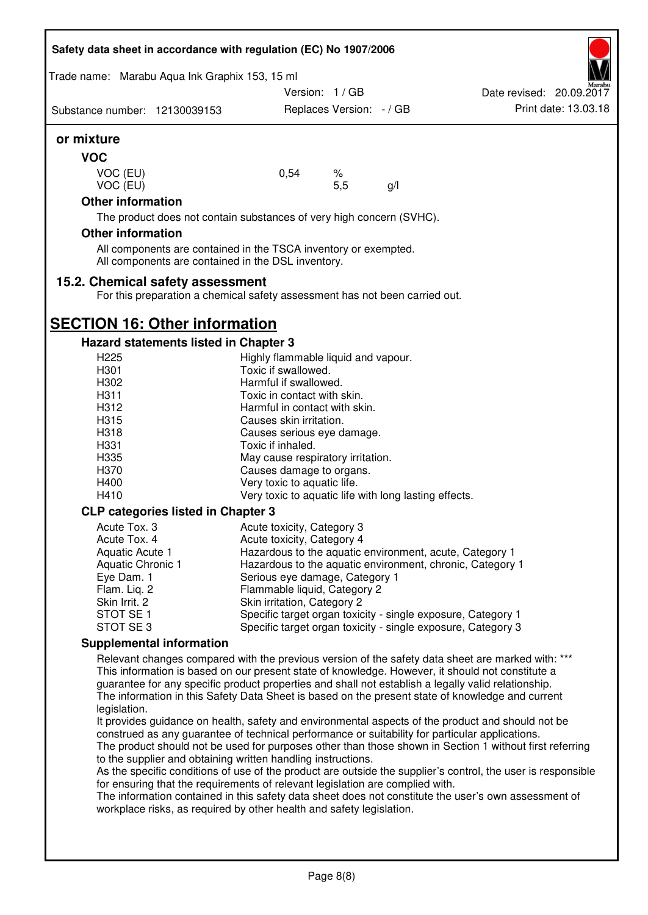**or mixture**

**VOC**

| | | |
|---|---|---|
| VOC (EU) | 0,54 | % |
| VOC (EU) | 5,5 | g/l |

**Other information**

The product does not contain substances of very high concern (SVHC).

**Other information**

All components are contained in the TSCA inventory or exempted.
All components are contained in the DSL inventory.

## 15.2. Chemical safety assessment

For this preparation a chemical safety assessment has not been carried out.

# SECTION 16: Other information

### Hazard statements listed in Chapter 3

| | |
|---|---|
| H225 | Highly flammable liquid and vapour. |
| H301 | Toxic if swallowed. |
| H302 | Harmful if swallowed. |
| H311 | Toxic in contact with skin. |
| H312 | Harmful in contact with skin. |
| H315 | Causes skin irritation. |
| H318 | Causes serious eye damage. |
| H331 | Toxic if inhaled. |
| H335 | May cause respiratory irritation. |
| H370 | Causes damage to organs. |
| H400 | Very toxic to aquatic life. |
| H410 | Very toxic to aquatic life with long lasting effects. |

### CLP categories listed in Chapter 3

| | |
|---|---|
| Acute Tox. 3 | Acute toxicity, Category 3 |
| Acute Tox. 4 | Acute toxicity, Category 4 |
| Aquatic Acute 1 | Hazardous to the aquatic environment, acute, Category 1 |
| Aquatic Chronic 1 | Hazardous to the aquatic environment, chronic, Category 1 |
| Eye Dam. 1 | Serious eye damage, Category 1 |
| Flam. Liq. 2 | Flammable liquid, Category 2 |
| Skin Irrit. 2 | Skin irritation, Category 2 |
| STOT SE 1 | Specific target organ toxicity - single exposure, Category 1 |
| STOT SE 3 | Specific target organ toxicity - single exposure, Category 3 |

### Supplemental information

Relevant changes compared with the previous version of the safety data sheet are marked with: ***
This information is based on our present state of knowledge. However, it should not constitute a guarantee for any specific product properties and shall not establish a legally valid relationship.
The information in this Safety Data Sheet is based on the present state of knowledge and current legislation.
It provides guidance on health, safety and environmental aspects of the product and should not be construed as any guarantee of technical performance or suitability for particular applications.
The product should not be used for purposes other than those shown in Section 1 without first referring to the supplier and obtaining written handling instructions.
As the specific conditions of use of the product are outside the supplier's control, the user is responsible for ensuring that the requirements of relevant legislation are complied with.
The information contained in this safety data sheet does not constitute the user's own assessment of workplace risks, as required by other health and safety legislation.